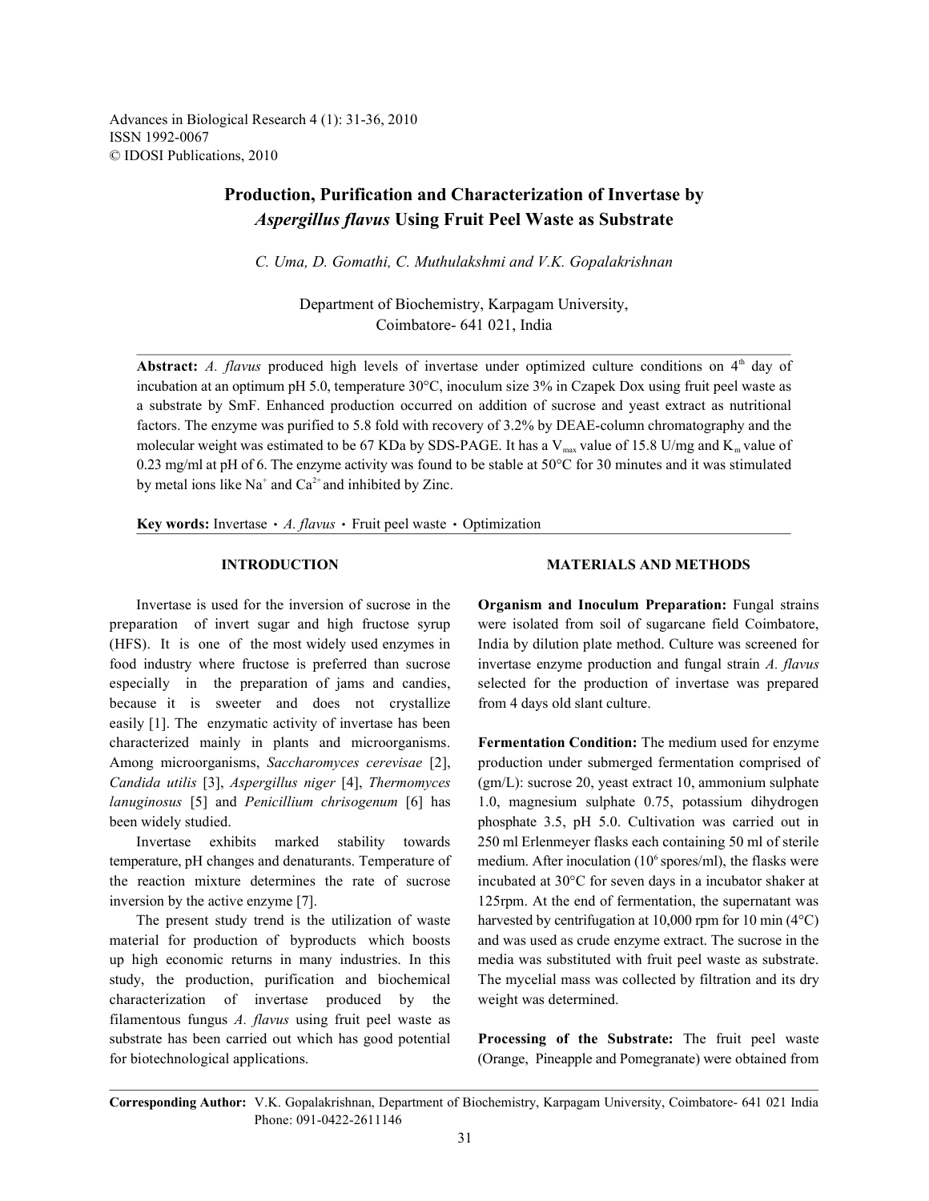Advances in Biological Research 4 (1): 31-36, 2010
ISSN 1992-0067
© IDOSI Publications, 2010

# Production, Purification and Characterization of Invertase by *Aspergillus flavus* Using Fruit Peel Waste as Substrate

*C. Uma, D. Gomathi, C. Muthulakshmi and V.K. Gopalakrishnan*

Department of Biochemistry, Karpagam University, Coimbatore- 641 021, India

**Abstract:** *A. flavus* produced high levels of invertase under optimized culture conditions on 4[th] day of incubation at an optimum pH 5.0, temperature 30°C, inoculum size 3% in Czapek Dox using fruit peel waste as a substrate by SmF. Enhanced production occurred on addition of sucrose and yeast extract as nutritional factors. The enzyme was purified to 5.8 fold with recovery of 3.2% by DEAE-column chromatography and the molecular weight was estimated to be 67 KDa by SDS-PAGE. It has a $V_{max}$ value of 15.8 U/mg and $K_m$ value of 0.23 mg/ml at pH of 6. The enzyme activity was found to be stable at 50°C for 30 minutes and it was stimulated by metal ions like $Na^+$ and $Ca^{2+}$ and inhibited by Zinc.

**Key words:** Invertase • *A. flavus* • Fruit peel waste • Optimization

## INTRODUCTION

Invertase is used for the inversion of sucrose in the preparation of invert sugar and high fructose syrup (HFS). It is one of the most widely used enzymes in food industry where fructose is preferred than sucrose especially in the preparation of jams and candies, because it is sweeter and does not crystallize easily [1]. The enzymatic activity of invertase has been characterized mainly in plants and microorganisms. Among microorganisms, *Saccharomyces cerevisae* [2], *Candida utilis* [3], *Aspergillus niger* [4], *Thermomyces lanuginosus* [5] and *Penicillium chrisogenum* [6] has been widely studied.

Invertase exhibits marked stability towards temperature, pH changes and denaturants. Temperature of the reaction mixture determines the rate of sucrose inversion by the active enzyme [7].

The present study trend is the utilization of waste material for production of byproducts which boosts up high economic returns in many industries. In this study, the production, purification and biochemical characterization of invertase produced by the filamentous fungus *A. flavus* using fruit peel waste as substrate has been carried out which has good potential for biotechnological applications.

## MATERIALS AND METHODS

**Organism and Inoculum Preparation:** Fungal strains were isolated from soil of sugarcane field Coimbatore, India by dilution plate method. Culture was screened for invertase enzyme production and fungal strain *A. flavus* selected for the production of invertase was prepared from 4 days old slant culture.

**Fermentation Condition:** The medium used for enzyme production under submerged fermentation comprised of (gm/L): sucrose 20, yeast extract 10, ammonium sulphate 1.0, magnesium sulphate 0.75, potassium dihydrogen phosphate 3.5, pH 5.0. Cultivation was carried out in 250 ml Erlenmeyer flasks each containing 50 ml of sterile medium. After inoculation ($10^6$ spores/ml), the flasks were incubated at 30°C for seven days in a incubator shaker at 125rpm. At the end of fermentation, the supernatant was harvested by centrifugation at 10,000 rpm for 10 min (4°C) and was used as crude enzyme extract. The sucrose in the media was substituted with fruit peel waste as substrate. The mycelial mass was collected by filtration and its dry weight was determined.

**Processing of the Substrate:** The fruit peel waste (Orange, Pineapple and Pomegranate) were obtained from

**Corresponding Author:** V.K. Gopalakrishnan, Department of Biochemistry, Karpagam University, Coimbatore- 641 021 India Phone: 091-0422-2611146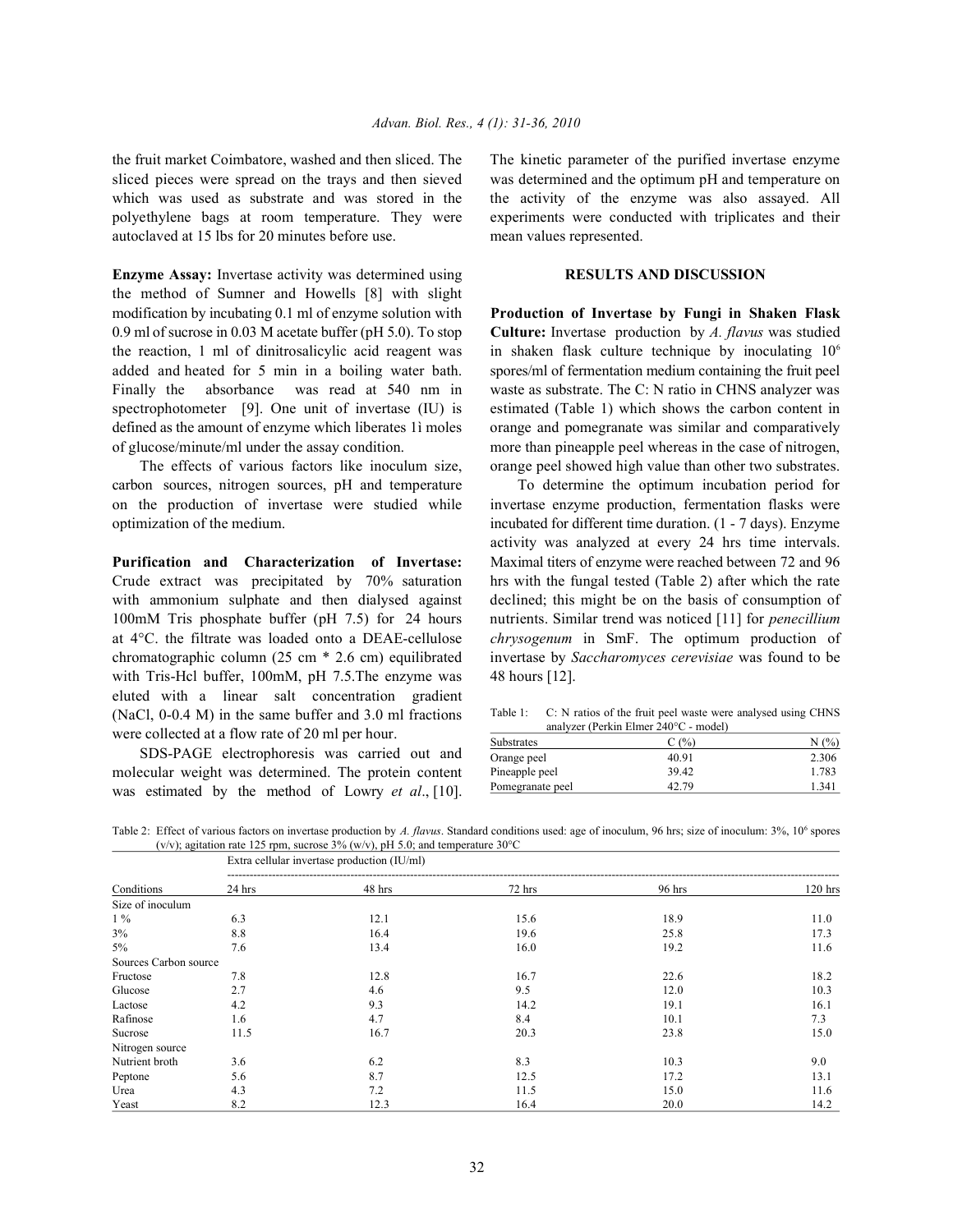the fruit market Coimbatore, washed and then sliced. The sliced pieces were spread on the trays and then sieved which was used as substrate and was stored in the polyethylene bags at room temperature. They were autoclaved at 15 lbs for 20 minutes before use.

**Enzyme Assay:** Invertase activity was determined using the method of Sumner and Howells [8] with slight modification by incubating 0.1 ml of enzyme solution with 0.9 ml of sucrose in 0.03 M acetate buffer (pH 5.0). To stop the reaction, 1 ml of dinitrosalicylic acid reagent was added and heated for 5 min in a boiling water bath. Finally the absorbance was read at 540 nm in spectrophotometer [9]. One unit of invertase (IU) is defined as the amount of enzyme which liberates 1ì moles of glucose/minute/ml under the assay condition.

The effects of various factors like inoculum size, carbon sources, nitrogen sources, pH and temperature on the production of invertase were studied while optimization of the medium.

**Purification and Characterization of Invertase:** Crude extract was precipitated by 70% saturation with ammonium sulphate and then dialysed against 100mM Tris phosphate buffer (pH 7.5) for 24 hours at 4°C. the filtrate was loaded onto a DEAE-cellulose chromatographic column (25 cm * 2.6 cm) equilibrated with Tris-Hcl buffer, 100mM, pH 7.5.The enzyme was eluted with a linear salt concentration gradient (NaCl, 0-0.4 M) in the same buffer and 3.0 ml fractions were collected at a flow rate of 20 ml per hour.

SDS-PAGE electrophoresis was carried out and molecular weight was determined. The protein content was estimated by the method of Lowry *et al*., [10]. The kinetic parameter of the purified invertase enzyme was determined and the optimum pH and temperature on the activity of the enzyme was also assayed. All experiments were conducted with triplicates and their mean values represented.

## RESULTS AND DISCUSSION

**Production of Invertase by Fungi in Shaken Flask Culture:** Invertase production by *A. flavus* was studied in shaken flask culture technique by inoculating $10^6$ spores/ml of fermentation medium containing the fruit peel waste as substrate. The C: N ratio in CHNS analyzer was estimated (Table 1) which shows the carbon content in orange and pomegranate was similar and comparatively more than pineapple peel whereas in the case of nitrogen, orange peel showed high value than other two substrates.

To determine the optimum incubation period for invertase enzyme production, fermentation flasks were incubated for different time duration. (1 - 7 days). Enzyme activity was analyzed at every 24 hrs time intervals. Maximal titers of enzyme were reached between 72 and 96 hrs with the fungal tested (Table 2) after which the rate declined; this might be on the basis of consumption of nutrients. Similar trend was noticed [11] for *penecillium chrysogenum* in SmF. The optimum production of invertase by *Saccharomyces cerevisiae* was found to be 48 hours [12].

Table 1: C: N ratios of the fruit peel waste were analysed using CHNS analyzer (Perkin Elmer 240°C - model)

| Substrates | C (%) | N (%) |
|---|---|---|
| Orange peel | 40.91 | 2.306 |
| Pineapple peel | 39.42 | 1.783 |
| Pomegranate peel | 42.79 | 1.341 |

Table 2: Effect of various factors on invertase production by *A. flavus*. Standard conditions used: age of inoculum, 96 hrs; size of inoculum: 3%, $10^6$ spores (v/v); agitation rate 125 rpm, sucrose 3% (w/v), pH 5.0; and temperature 30°C

| | Extra cellular invertase production (IU/ml) | | | | |
|---|---|---|---|---|---|
| Conditions | 24 hrs | 48 hrs | 72 hrs | 96 hrs | 120 hrs |
| Size of inoculum | | | | | |
| 1 % | 6.3 | 12.1 | 15.6 | 18.9 | 11.0 |
| 3% | 8.8 | 16.4 | 19.6 | 25.8 | 17.3 |
| 5% | 7.6 | 13.4 | 16.0 | 19.2 | 11.6 |
| Sources Carbon source | | | | | |
| Fructose | 7.8 | 12.8 | 16.7 | 22.6 | 18.2 |
| Glucose | 2.7 | 4.6 | 9.5 | 12.0 | 10.3 |
| Lactose | 4.2 | 9.3 | 14.2 | 19.1 | 16.1 |
| Rafinose | 1.6 | 4.7 | 8.4 | 10.1 | 7.3 |
| Sucrose | 11.5 | 16.7 | 20.3 | 23.8 | 15.0 |
| Nitrogen source | | | | | |
| Nutrient broth | 3.6 | 6.2 | 8.3 | 10.3 | 9.0 |
| Peptone | 5.6 | 8.7 | 12.5 | 17.2 | 13.1 |
| Urea | 4.3 | 7.2 | 11.5 | 15.0 | 11.6 |
| Yeast | 8.2 | 12.3 | 16.4 | 20.0 | 14.2 |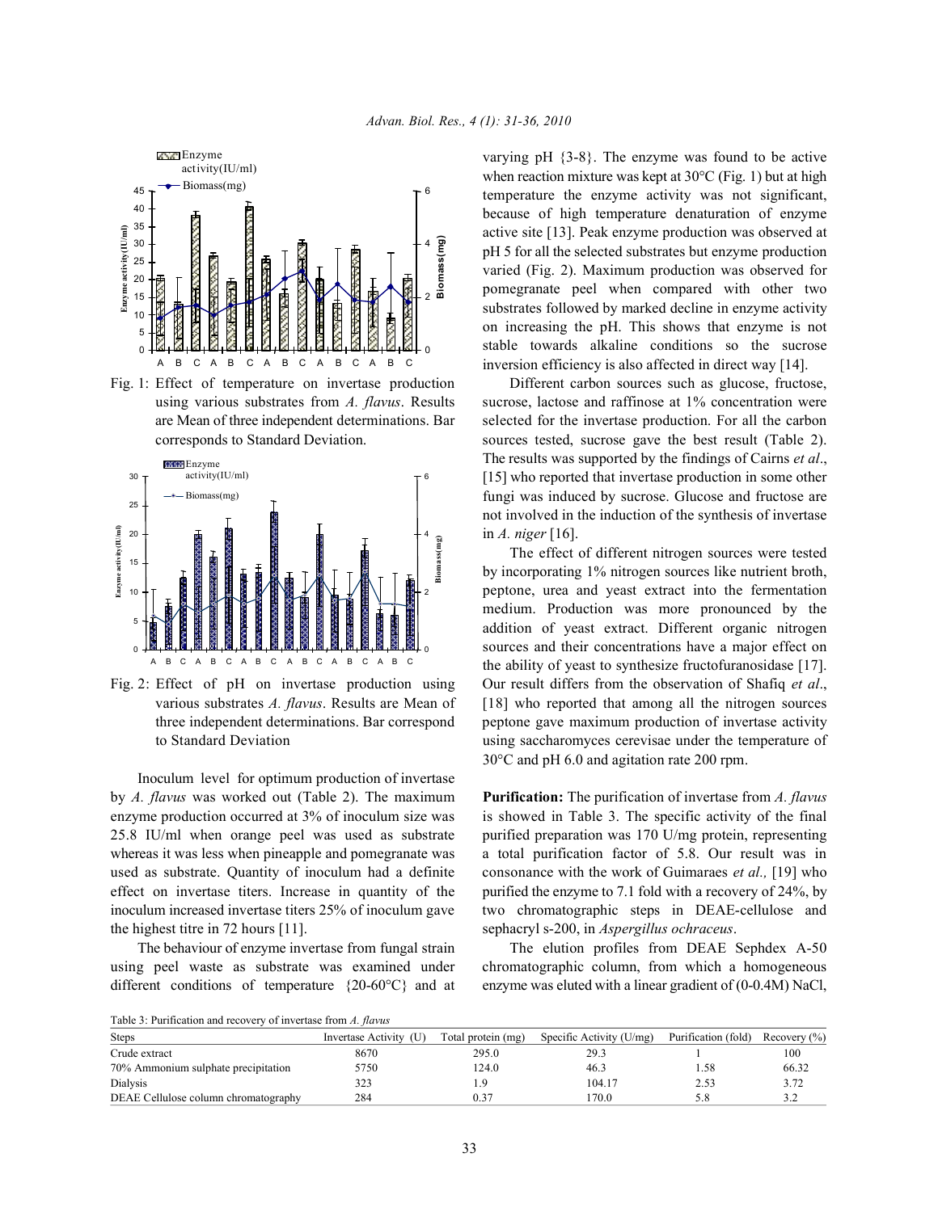Fig. 1: Effect of temperature on invertase production using various substrates from *A. flavus*. Results are Mean of three independent determinations. Bar corresponds to Standard Deviation.

Fig. 2: Effect of pH on invertase production using various substrates *A. flavus*. Results are Mean of three independent determinations. Bar correspond to Standard Deviation

Inoculum level for optimum production of invertase by *A. flavus* was worked out (Table 2). The maximum enzyme production occurred at 3% of inoculum size was 25.8 IU/ml when orange peel was used as substrate whereas it was less when pineapple and pomegranate was used as substrate. Quantity of inoculum had a definite effect on invertase titers. Increase in quantity of the inoculum increased invertase titers 25% of inoculum gave the highest titre in 72 hours [11].

The behaviour of enzyme invertase from fungal strain using peel waste as substrate was examined under different conditions of temperature {20-60°C} and at varying pH {3-8}. The enzyme was found to be active when reaction mixture was kept at 30°C (Fig. 1) but at high temperature the enzyme activity was not significant, because of high temperature denaturation of enzyme active site [13]. Peak enzyme production was observed at pH 5 for all the selected substrates but enzyme production varied (Fig. 2). Maximum production was observed for pomegranate peel when compared with other two substrates followed by marked decline in enzyme activity on increasing the pH. This shows that enzyme is not stable towards alkaline conditions so the sucrose inversion efficiency is also affected in direct way [14].

Different carbon sources such as glucose, fructose, sucrose, lactose and raffinose at 1% concentration were selected for the invertase production. For all the carbon sources tested, sucrose gave the best result (Table 2). The results was supported by the findings of Cairns *et al*., [15] who reported that invertase production in some other fungi was induced by sucrose. Glucose and fructose are not involved in the induction of the synthesis of invertase in *A. niger* [16].

The effect of different nitrogen sources were tested by incorporating 1% nitrogen sources like nutrient broth, peptone, urea and yeast extract into the fermentation medium. Production was more pronounced by the addition of yeast extract. Different organic nitrogen sources and their concentrations have a major effect on the ability of yeast to synthesize fructofuranosidase [17]. Our result differs from the observation of Shafiq *et al*., [18] who reported that among all the nitrogen sources peptone gave maximum production of invertase activity using saccharomyces cerevisae under the temperature of 30°C and pH 6.0 and agitation rate 200 rpm.

**Purification:** The purification of invertase from *A. flavus* is showed in Table 3. The specific activity of the final purified preparation was 170 U/mg protein, representing a total purification factor of 5.8. Our result was in consonance with the work of Guimaraes *et al.,* [19] who purified the enzyme to 7.1 fold with a recovery of 24%, by two chromatographic steps in DEAE-cellulose and sephacryl s-200, in *Aspergillus ochraceus*.

The elution profiles from DEAE Sephdex A-50 chromatographic column, from which a homogeneous enzyme was eluted with a linear gradient of (0-0.4M) NaCl,

Table 3: Purification and recovery of invertase from *A. flavus*

| Steps | Invertase Activity (U) | Total protein (mg) | Specific Activity (U/mg) | Purification (fold) | Recovery (%) |
|---|---|---|---|---|---|
| Crude extract | 8670 | 295.0 | 29.3 | 1 | 100 |
| 70% Ammonium sulphate precipitation | 5750 | 124.0 | 46.3 | 1.58 | 66.32 |
| Dialysis | 323 | 1.9 | 104.17 | 2.53 | 3.72 |
| DEAE Cellulose column chromatography | 284 | 0.37 | 170.0 | 5.8 | 3.2 |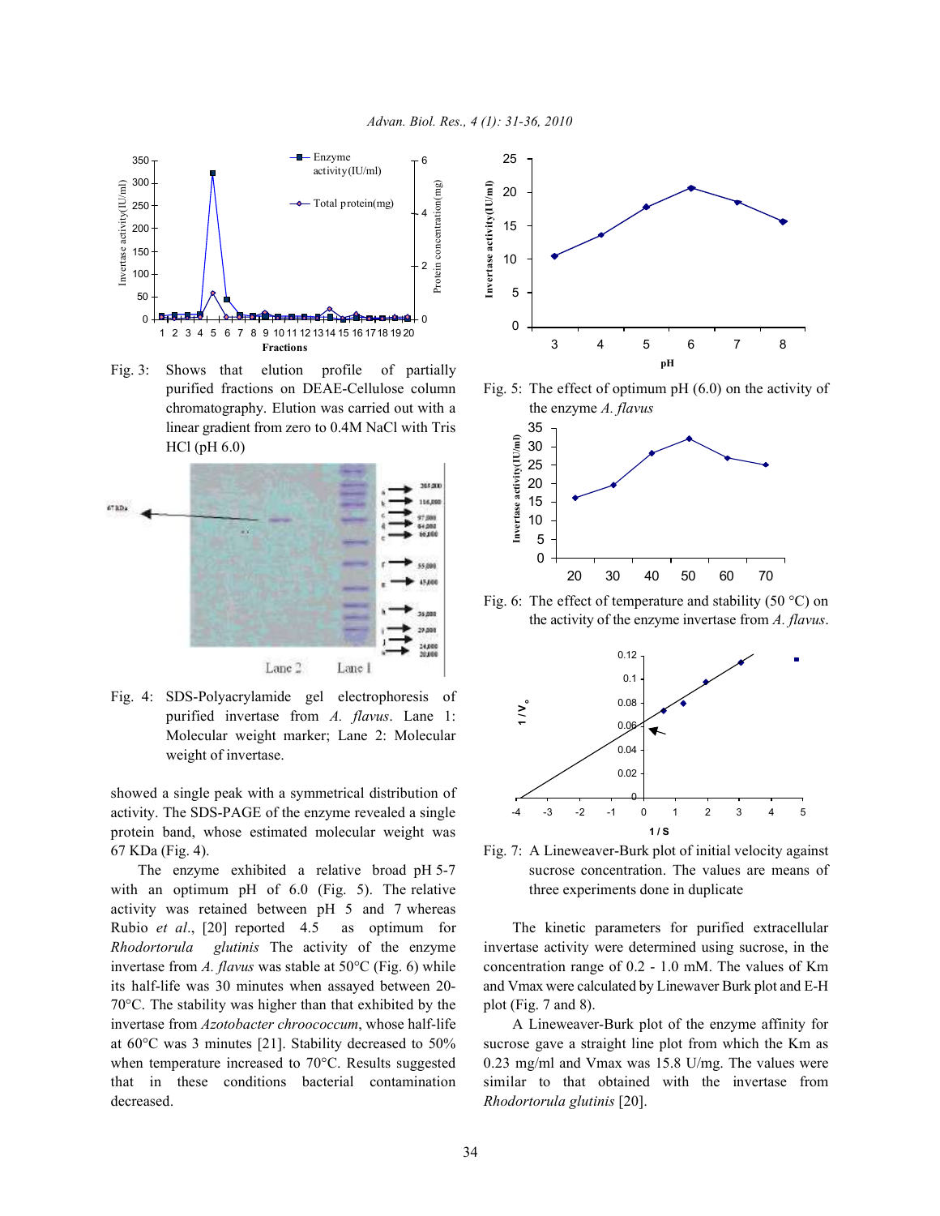Fig. 3: Shows that elution profile of partially purified fractions on DEAE-Cellulose column chromatography. Elution was carried out with a linear gradient from zero to 0.4M NaCl with Tris HCl (pH 6.0)

Fig. 4: SDS-Polyacrylamide gel electrophoresis of purified invertase from *A. flavus*. Lane 1: Molecular weight marker; Lane 2: Molecular weight of invertase.

showed a single peak with a symmetrical distribution of activity. The SDS-PAGE of the enzyme revealed a single protein band, whose estimated molecular weight was 67 KDa (Fig. 4).

The enzyme exhibited a relative broad pH 5-7 with an optimum pH of 6.0 (Fig. 5). The relative activity was retained between pH 5 and 7 whereas Rubio *et al*., [20] reported 4.5 as optimum for *Rhodortorula glutinis* The activity of the enzyme invertase from *A. flavus* was stable at 50°C (Fig. 6) while its half-life was 30 minutes when assayed between 20-70°C. The stability was higher than that exhibited by the invertase from *Azotobacter chroococcum*, whose half-life at 60°C was 3 minutes [21]. Stability decreased to 50% when temperature increased to 70°C. Results suggested that in these conditions bacterial contamination decreased.

Fig. 5: The effect of optimum pH (6.0) on the activity of the enzyme *A. flavus*

Fig. 6: The effect of temperature and stability (50 °C) on the activity of the enzyme invertase from *A. flavus*.

Fig. 7: A Lineweaver-Burk plot of initial velocity against sucrose concentration. The values are means of three experiments done in duplicate

The kinetic parameters for purified extracellular invertase activity were determined using sucrose, in the concentration range of 0.2 - 1.0 mM. The values of Km and Vmax were calculated by Linewaver Burk plot and E-H plot (Fig. 7 and 8).

A Lineweaver-Burk plot of the enzyme affinity for sucrose gave a straight line plot from which the Km as 0.23 mg/ml and Vmax was 15.8 U/mg. The values were similar to that obtained with the invertase from *Rhodortorula glutinis* [20].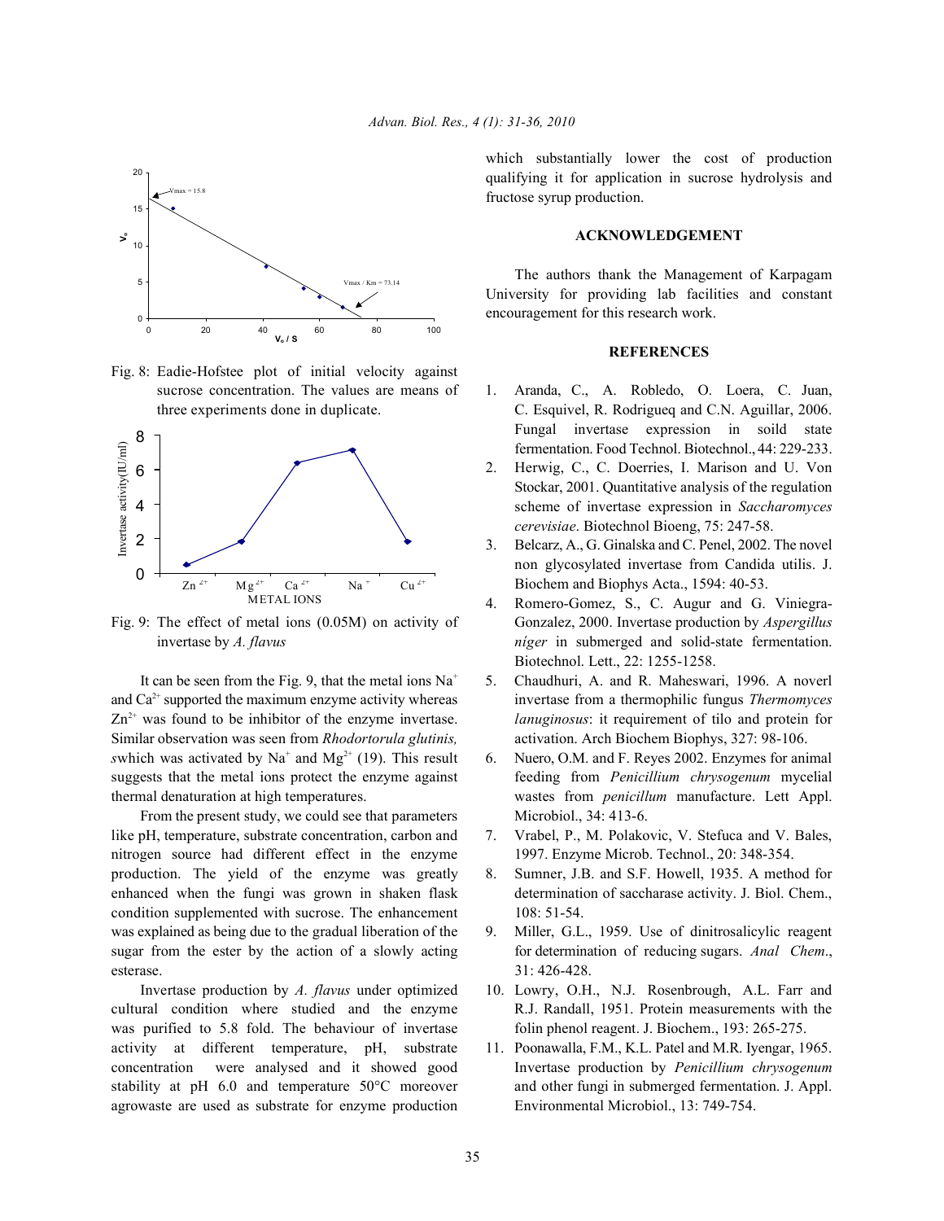Fig. 8: Eadie-Hofstee plot of initial velocity against sucrose concentration. The values are means of three experiments done in duplicate.

Fig. 9: The effect of metal ions (0.05M) on activity of invertase by *A. flavus*

It can be seen from the Fig. 9, that the metal ions $Na^+$ and $Ca^{2+}$ supported the maximum enzyme activity whereas $Zn^{2+}$ was found to be inhibitor of the enzyme invertase. Similar observation was seen from *Rhodortorula glutinis, s*which was activated by $Na^+$ and $Mg^{2+}$ (19). This result suggests that the metal ions protect the enzyme against thermal denaturation at high temperatures.

From the present study, we could see that parameters like pH, temperature, substrate concentration, carbon and nitrogen source had different effect in the enzyme production. The yield of the enzyme was greatly enhanced when the fungi was grown in shaken flask condition supplemented with sucrose. The enhancement was explained as being due to the gradual liberation of the sugar from the ester by the action of a slowly acting esterase.

Invertase production by *A. flavus* under optimized cultural condition where studied and the enzyme was purified to 5.8 fold. The behaviour of invertase activity at different temperature, pH, substrate concentration were analysed and it showed good stability at pH 6.0 and temperature 50°C moreover agrowaste are used as substrate for enzyme production which substantially lower the cost of production qualifying it for application in sucrose hydrolysis and fructose syrup production.

## ACKNOWLEDGEMENT

The authors thank the Management of Karpagam University for providing lab facilities and constant encouragement for this research work.

## REFERENCES

1. Aranda, C., A. Robledo, O. Loera, C. Juan, C. Esquivel, R. Rodrigueq and C.N. Aguillar, 2006. Fungal invertase expression in soild state fermentation. Food Technol. Biotechnol., 44: 229-233.
2. Herwig, C., C. Doerries, I. Marison and U. Von Stockar, 2001. Quantitative analysis of the regulation scheme of invertase expression in *Saccharomyces cerevisiae*. Biotechnol Bioeng, 75: 247-58.
3. Belcarz, A., G. Ginalska and C. Penel, 2002. The novel non glycosylated invertase from Candida utilis. J. Biochem and Biophys Acta., 1594: 40-53.
4. Romero-Gomez, S., C. Augur and G. Viniegra-Gonzalez, 2000. Invertase production by *Aspergillus níger* in submerged and solid-state fermentation. Biotechnol. Lett., 22: 1255-1258.
5. Chaudhuri, A. and R. Maheswari, 1996. A noverl invertase from a thermophilic fungus *Thermomyces lanuginosus*: it requirement of tilo and protein for activation. Arch Biochem Biophys, 327: 98-106.
6. Nuero, O.M. and F. Reyes 2002. Enzymes for animal feeding from *Penicillium chrysogenum* mycelial wastes from *penicillum* manufacture. Lett Appl. Microbiol., 34: 413-6.
7. Vrabel, P., M. Polakovic, V. Stefuca and V. Bales, 1997. Enzyme Microb. Technol., 20: 348-354.
8. Sumner, J.B. and S.F. Howell, 1935. A method for determination of saccharase activity. J. Biol. Chem., 108: 51-54.
9. Miller, G.L., 1959. Use of dinitrosalicylic reagent for determination of reducing sugars. *Anal Chem*., 31: 426-428.
10. Lowry, O.H., N.J. Rosenbrough, A.L. Farr and R.J. Randall, 1951. Protein measurements with the folin phenol reagent. J. Biochem., 193: 265-275.
11. Poonawalla, F.M., K.L. Patel and M.R. Iyengar, 1965. Invertase production by *Penicillium chrysogenum* and other fungi in submerged fermentation. J. Appl. Environmental Microbiol., 13: 749-754.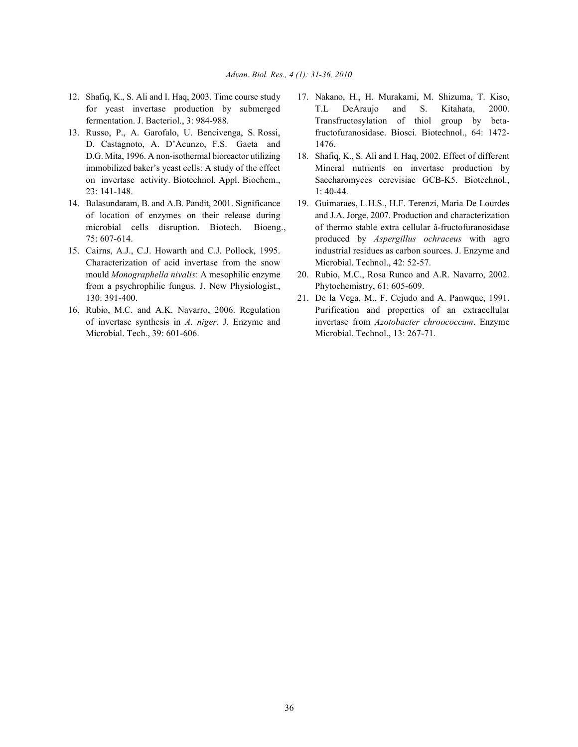12. Shafiq, K., S. Ali and I. Haq, 2003. Time course study for yeast invertase production by submerged fermentation. J. Bacteriol., 3: 984-988.
13. Russo, P., A. Garofalo, U. Bencivenga, S. Rossi, D. Castagnoto, A. D'Acunzo, F.S. Gaeta and D.G. Mita, 1996. A non-isothermal bioreactor utilizing immobilized baker's yeast cells: A study of the effect on invertase activity. Biotechnol. Appl. Biochem., 23: 141-148.
14. Balasundaram, B. and A.B. Pandit, 2001. Significance of location of enzymes on their release during microbial cells disruption. Biotech. Bioeng., 75: 607-614.
15. Cairns, A.J., C.J. Howarth and C.J. Pollock, 1995. Characterization of acid invertase from the snow mould *Monographella nivalis*: A mesophilic enzyme from a psychrophilic fungus. J. New Physiologist., 130: 391-400.
16. Rubio, M.C. and A.K. Navarro, 2006. Regulation of invertase synthesis in *A. niger*. J. Enzyme and Microbial. Tech., 39: 601-606.
17. Nakano, H., H. Murakami, M. Shizuma, T. Kiso, T.L DeAraujo and S. Kitahata, 2000. Transfructosylation of thiol group by beta-fructofuranosidase. Biosci. Biotechnol., 64: 1472-1476.
18. Shafiq, K., S. Ali and I. Haq, 2002. Effect of different Mineral nutrients on invertase production by Saccharomyces cerevisiae GCB-K5. Biotechnol., 1: 40-44.
19. Guimaraes, L.H.S., H.F. Terenzi, Maria De Lourdes and J.A. Jorge, 2007. Production and characterization of thermo stable extra cellular â-fructofuranosidase produced by *Aspergillus ochraceus* with agro industrial residues as carbon sources. J. Enzyme and Microbial. Technol., 42: 52-57.
20. Rubio, M.C., Rosa Runco and A.R. Navarro, 2002. Phytochemistry, 61: 605-609.
21. De la Vega, M., F. Cejudo and A. Panwque, 1991. Purification and properties of an extracellular invertase from *Azotobacter chroococcum*. Enzyme Microbial. Technol., 13: 267-71.